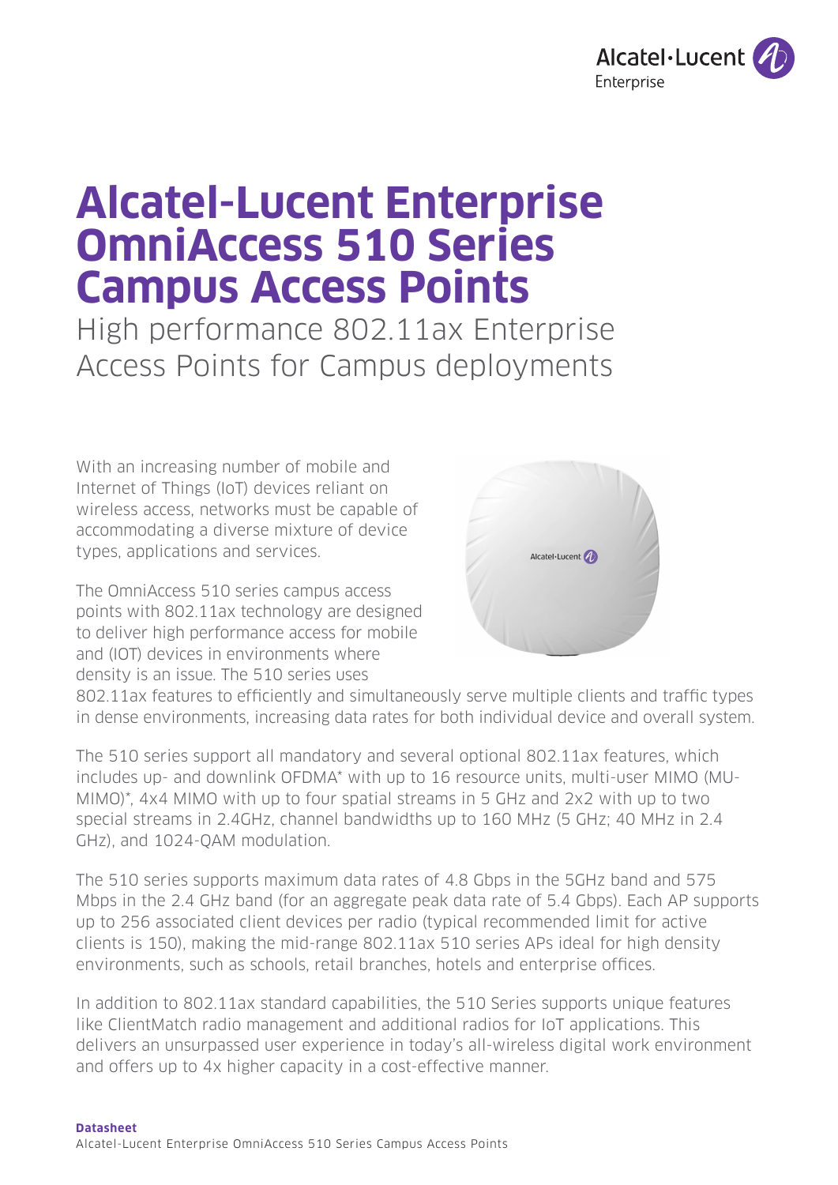# Alcatel-Lucent Enterprise OmniAccess 510 Series Campus Access Points

## High performance 802.11ax Enterprise Access Points for Campus deployments

With an increasing number of mobile and Internet of Things (IoT) devices reliant on wireless access, networks must be capable of accommodating a diverse mixture of device types, applications and services.

The OmniAccess 510 series campus access points with 802.11ax technology are designed to deliver high performance access for mobile and (IOT) devices in environments where density is an issue. The 510 series uses 802.11ax features to efficiently and simultaneously serve multiple clients and traffic types in dense environments, increasing data rates for both individual device and overall system.

The 510 series support all mandatory and several optional 802.11ax features, which includes up- and downlink OFDMA* with up to 16 resource units, multi-user MIMO (MU-MIMO)*, 4x4 MIMO with up to four spatial streams in 5 GHz and 2x2 with up to two special streams in 2.4GHz, channel bandwidths up to 160 MHz (5 GHz; 40 MHz in 2.4 GHz), and 1024-QAM modulation.

The 510 series supports maximum data rates of 4.8 Gbps in the 5GHz band and 575 Mbps in the 2.4 GHz band (for an aggregate peak data rate of 5.4 Gbps). Each AP supports up to 256 associated client devices per radio (typical recommended limit for active clients is 150), making the mid-range 802.11ax 510 series APs ideal for high density environments, such as schools, retail branches, hotels and enterprise offices.

In addition to 802.11ax standard capabilities, the 510 Series supports unique features like ClientMatch radio management and additional radios for IoT applications. This delivers an unsurpassed user experience in today's all-wireless digital work environment and offers up to 4x higher capacity in a cost-effective manner.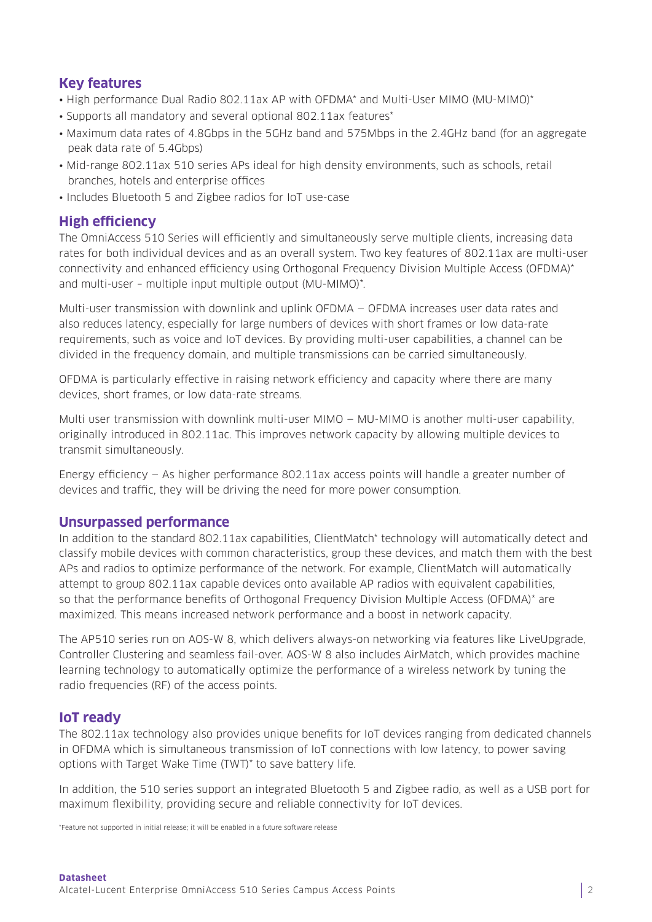## Key features

- High performance Dual Radio 802.11ax AP with OFDMA* and Multi-User MIMO (MU-MIMO)*
- Supports all mandatory and several optional 802.11ax features*
- Maximum data rates of 4.8Gbps in the 5GHz band and 575Mbps in the 2.4GHz band (for an aggregate peak data rate of 5.4Gbps)
- Mid-range 802.11ax 510 series APs ideal for high density environments, such as schools, retail branches, hotels and enterprise offices
- Includes Bluetooth 5 and Zigbee radios for IoT use-case

## High efficiency

The OmniAccess 510 Series will efficiently and simultaneously serve multiple clients, increasing data rates for both individual devices and as an overall system. Two key features of 802.11ax are multi-user connectivity and enhanced efficiency using Orthogonal Frequency Division Multiple Access (OFDMA)* and multi-user – multiple input multiple output (MU-MIMO)*.

Multi-user transmission with downlink and uplink OFDMA – OFDMA increases user data rates and also reduces latency, especially for large numbers of devices with short frames or low data-rate requirements, such as voice and IoT devices. By providing multi-user capabilities, a channel can be divided in the frequency domain, and multiple transmissions can be carried simultaneously.

OFDMA is particularly effective in raising network efficiency and capacity where there are many devices, short frames, or low data-rate streams.

Multi user transmission with downlink multi-user MIMO – MU-MIMO is another multi-user capability, originally introduced in 802.11ac. This improves network capacity by allowing multiple devices to transmit simultaneously.

Energy efficiency – As higher performance 802.11ax access points will handle a greater number of devices and traffic, they will be driving the need for more power consumption.

## Unsurpassed performance

In addition to the standard 802.11ax capabilities, ClientMatch* technology will automatically detect and classify mobile devices with common characteristics, group these devices, and match them with the best APs and radios to optimize performance of the network. For example, ClientMatch will automatically attempt to group 802.11ax capable devices onto available AP radios with equivalent capabilities, so that the performance benefits of Orthogonal Frequency Division Multiple Access (OFDMA)* are maximized. This means increased network performance and a boost in network capacity.

The AP510 series run on AOS-W 8, which delivers always-on networking via features like LiveUpgrade, Controller Clustering and seamless fail-over. AOS-W 8 also includes AirMatch, which provides machine learning technology to automatically optimize the performance of a wireless network by tuning the radio frequencies (RF) of the access points.

## IoT ready

The 802.11ax technology also provides unique benefits for IoT devices ranging from dedicated channels in OFDMA which is simultaneous transmission of IoT connections with low latency, to power saving options with Target Wake Time (TWT)* to save battery life.

In addition, the 510 series support an integrated Bluetooth 5 and Zigbee radio, as well as a USB port for maximum flexibility, providing secure and reliable connectivity for IoT devices.

*Feature not supported in initial release; it will be enabled in a future software release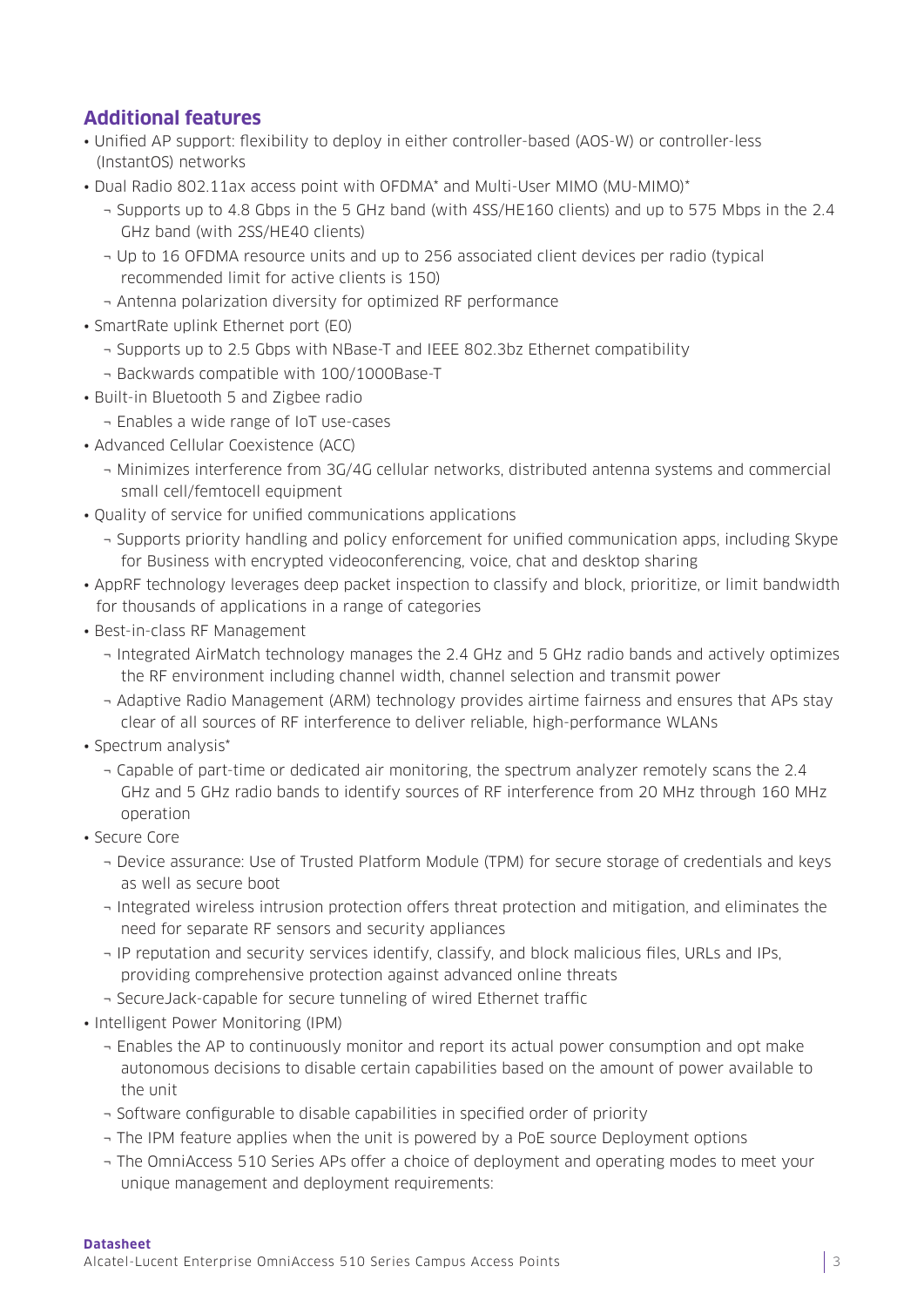## Additional features

- Unified AP support: flexibility to deploy in either controller-based (AOS-W) or controller-less (InstantOS) networks
- Dual Radio 802.11ax access point with OFDMA* and Multi-User MIMO (MU-MIMO)*
  - Supports up to 4.8 Gbps in the 5 GHz band (with 4SS/HE160 clients) and up to 575 Mbps in the 2.4 GHz band (with 2SS/HE40 clients)
  - Up to 16 OFDMA resource units and up to 256 associated client devices per radio (typical recommended limit for active clients is 150)
  - Antenna polarization diversity for optimized RF performance
- SmartRate uplink Ethernet port (E0)
  - Supports up to 2.5 Gbps with NBase-T and IEEE 802.3bz Ethernet compatibility
  - Backwards compatible with 100/1000Base-T
- Built-in Bluetooth 5 and Zigbee radio
  - Enables a wide range of IoT use-cases
- Advanced Cellular Coexistence (ACC)
  - Minimizes interference from 3G/4G cellular networks, distributed antenna systems and commercial small cell/femtocell equipment
- Quality of service for unified communications applications
  - Supports priority handling and policy enforcement for unified communication apps, including Skype for Business with encrypted videoconferencing, voice, chat and desktop sharing
- AppRF technology leverages deep packet inspection to classify and block, prioritize, or limit bandwidth for thousands of applications in a range of categories
- Best-in-class RF Management
  - Integrated AirMatch technology manages the 2.4 GHz and 5 GHz radio bands and actively optimizes the RF environment including channel width, channel selection and transmit power
  - Adaptive Radio Management (ARM) technology provides airtime fairness and ensures that APs stay clear of all sources of RF interference to deliver reliable, high-performance WLANs
- Spectrum analysis*
  - Capable of part-time or dedicated air monitoring, the spectrum analyzer remotely scans the 2.4 GHz and 5 GHz radio bands to identify sources of RF interference from 20 MHz through 160 MHz operation
- Secure Core
  - Device assurance: Use of Trusted Platform Module (TPM) for secure storage of credentials and keys as well as secure boot
  - Integrated wireless intrusion protection offers threat protection and mitigation, and eliminates the need for separate RF sensors and security appliances
  - IP reputation and security services identify, classify, and block malicious files, URLs and IPs, providing comprehensive protection against advanced online threats
  - SecureJack-capable for secure tunneling of wired Ethernet traffic
- Intelligent Power Monitoring (IPM)
  - Enables the AP to continuously monitor and report its actual power consumption and opt make autonomous decisions to disable certain capabilities based on the amount of power available to the unit
  - Software configurable to disable capabilities in specified order of priority
  - The IPM feature applies when the unit is powered by a PoE source Deployment options
  - The OmniAccess 510 Series APs offer a choice of deployment and operating modes to meet your unique management and deployment requirements: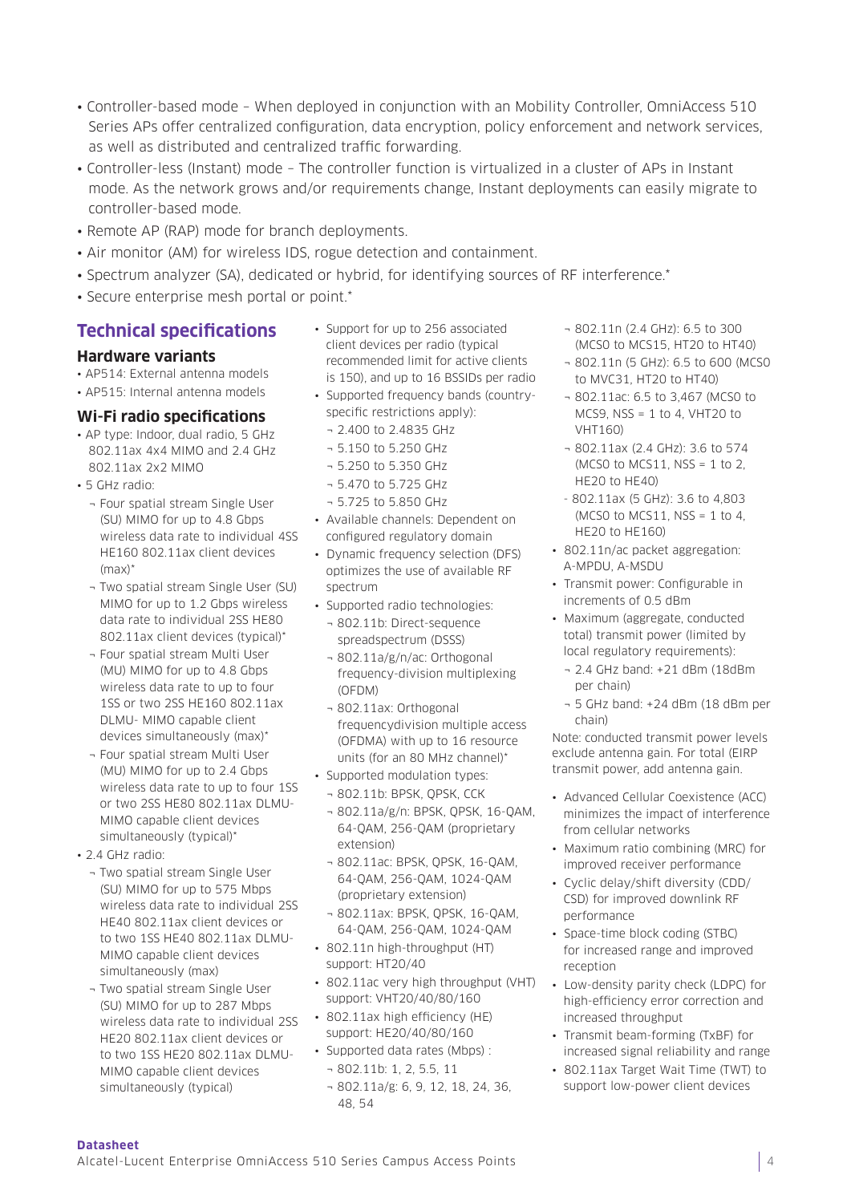- Controller-based mode – When deployed in conjunction with an Mobility Controller, OmniAccess 510 Series APs offer centralized configuration, data encryption, policy enforcement and network services, as well as distributed and centralized traffic forwarding.
- Controller-less (Instant) mode – The controller function is virtualized in a cluster of APs in Instant mode. As the network grows and/or requirements change, Instant deployments can easily migrate to controller-based mode.
- Remote AP (RAP) mode for branch deployments.
- Air monitor (AM) for wireless IDS, rogue detection and containment.
- Spectrum analyzer (SA), dedicated or hybrid, for identifying sources of RF interference.*
- Secure enterprise mesh portal or point.*

## Technical specifications

### Hardware variants

- AP514: External antenna models
- AP515: Internal antenna models

### Wi-Fi radio specifications

- AP type: Indoor, dual radio, 5 GHz 802.11ax 4x4 MIMO and 2.4 GHz 802.11ax 2x2 MIMO
- 5 GHz radio:
  - Four spatial stream Single User (SU) MIMO for up to 4.8 Gbps wireless data rate to individual 4SS HE160 802.11ax client devices (max)*
  - Two spatial stream Single User (SU) MIMO for up to 1.2 Gbps wireless data rate to individual 2SS HE80 802.11ax client devices (typical)*
  - Four spatial stream Multi User (MU) MIMO for up to 4.8 Gbps wireless data rate to up to four 1SS or two 2SS HE160 802.11ax DLMU- MIMO capable client devices simultaneously (max)*
  - Four spatial stream Multi User (MU) MIMO for up to 2.4 Gbps wireless data rate to up to four 1SS or two 2SS HE80 802.11ax DLMU-MIMO capable client devices simultaneously (typical)*
- 2.4 GHz radio:
  - Two spatial stream Single User (SU) MIMO for up to 575 Mbps wireless data rate to individual 2SS HE40 802.11ax client devices or to two 1SS HE40 802.11ax DLMU-MIMO capable client devices simultaneously (max)
  - Two spatial stream Single User (SU) MIMO for up to 287 Mbps wireless data rate to individual 2SS HE20 802.11ax client devices or to two 1SS HE20 802.11ax DLMU-MIMO capable client devices simultaneously (typical)
- Support for up to 256 associated client devices per radio (typical recommended limit for active clients is 150), and up to 16 BSSIDs per radio
- Supported frequency bands (country-specific restrictions apply):
  - 2.400 to 2.4835 GHz
  - 5.150 to 5.250 GHz
  - 5.250 to 5.350 GHz
  - 5.470 to 5.725 GHz
  - 5.725 to 5.850 GHz
- Available channels: Dependent on configured regulatory domain
- Dynamic frequency selection (DFS) optimizes the use of available RF spectrum
- Supported radio technologies:
  - 802.11b: Direct-sequence spreadspectrum (DSSS)
  - 802.11a/g/n/ac: Orthogonal frequency-division multiplexing (OFDM)
  - 802.11ax: Orthogonal frequencydivision multiple access (OFDMA) with up to 16 resource units (for an 80 MHz channel)*
- Supported modulation types:
  - 802.11b: BPSK, QPSK, CCK
  - 802.11a/g/n: BPSK, QPSK, 16-QAM, 64-QAM, 256-QAM (proprietary extension)
  - 802.11ac: BPSK, QPSK, 16-QAM, 64-QAM, 256-QAM, 1024-QAM (proprietary extension)
  - 802.11ax: BPSK, QPSK, 16-QAM, 64-QAM, 256-QAM, 1024-QAM
- 802.11n high-throughput (HT) support: HT20/40
- 802.11ac very high throughput (VHT) support: VHT20/40/80/160
- 802.11ax high efficiency (HE) support: HE20/40/80/160
- Supported data rates (Mbps) :
  - 802.11b: 1, 2, 5.5, 11
  - 802.11a/g: 6, 9, 12, 18, 24, 36, 48, 54
  - 802.11n (2.4 GHz): 6.5 to 300 (MCS0 to MCS15, HT20 to HT40)
  - 802.11n (5 GHz): 6.5 to 600 (MCS0 to MVC31, HT20 to HT40)
  - 802.11ac: 6.5 to 3,467 (MCS0 to MCS9, NSS = 1 to 4, VHT20 to VHT160)
  - 802.11ax (2.4 GHz): 3.6 to 574 (MCS0 to MCS11, NSS = 1 to 2, HE20 to HE40)
  - 802.11ax (5 GHz): 3.6 to 4,803 (MCS0 to MCS11, NSS = 1 to 4, HE20 to HE160)
- 802.11n/ac packet aggregation: A-MPDU, A-MSDU
- Transmit power: Configurable in increments of 0.5 dBm
- Maximum (aggregate, conducted total) transmit power (limited by local regulatory requirements):
  - 2.4 GHz band: +21 dBm (18dBm per chain)
  - 5 GHz band: +24 dBm (18 dBm per chain)

Note: conducted transmit power levels exclude antenna gain. For total (EIRP transmit power, add antenna gain.

- Advanced Cellular Coexistence (ACC) minimizes the impact of interference from cellular networks
- Maximum ratio combining (MRC) for improved receiver performance
- Cyclic delay/shift diversity (CDD/CSD) for improved downlink RF performance
- Space-time block coding (STBC) for increased range and improved reception
- Low-density parity check (LDPC) for high-efficiency error correction and increased throughput
- Transmit beam-forming (TxBF) for increased signal reliability and range
- 802.11ax Target Wait Time (TWT) to support low-power client devices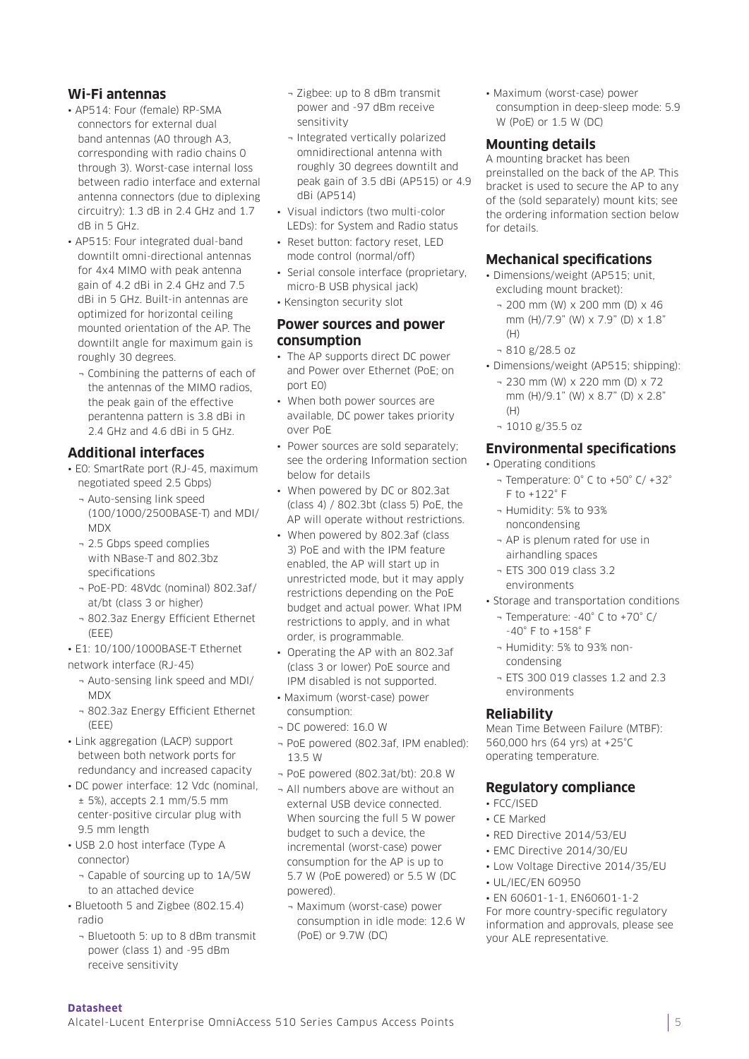## Wi-Fi antennas

- AP514: Four (female) RP-SMA connectors for external dual band antennas (A0 through A3, corresponding with radio chains 0 through 3). Worst-case internal loss between radio interface and external antenna connectors (due to diplexing circuitry): 1.3 dB in 2.4 GHz and 1.7 dB in 5 GHz.
- AP515: Four integrated dual-band downtilt omni-directional antennas for 4x4 MIMO with peak antenna gain of 4.2 dBi in 2.4 GHz and 7.5 dBi in 5 GHz. Built-in antennas are optimized for horizontal ceiling mounted orientation of the AP. The downtilt angle for maximum gain is roughly 30 degrees.
  - Combining the patterns of each of the antennas of the MIMO radios, the peak gain of the effective perantenna pattern is 3.8 dBi in 2.4 GHz and 4.6 dBi in 5 GHz.

## Additional interfaces

- E0: SmartRate port (RJ-45, maximum negotiated speed 2.5 Gbps)
  - Auto-sensing link speed (100/1000/2500BASE-T) and MDI/MDX
  - 2.5 Gbps speed complies with NBase-T and 802.3bz specifications
  - PoE-PD: 48Vdc (nominal) 802.3af/at/bt (class 3 or higher)
  - 802.3az Energy Efficient Ethernet (EEE)
- E1: 10/100/1000BASE-T Ethernet network interface (RJ-45)
  - Auto-sensing link speed and MDI/MDX
  - 802.3az Energy Efficient Ethernet (EEE)
- Link aggregation (LACP) support between both network ports for redundancy and increased capacity
- DC power interface: 12 Vdc (nominal, ± 5%), accepts 2.1 mm/5.5 mm center-positive circular plug with 9.5 mm length
- USB 2.0 host interface (Type A connector)
  - Capable of sourcing up to 1A/5W to an attached device
- Bluetooth 5 and Zigbee (802.15.4) radio
  - Bluetooth 5: up to 8 dBm transmit power (class 1) and -95 dBm receive sensitivity
  - Zigbee: up to 8 dBm transmit power and -97 dBm receive sensitivity
  - Integrated vertically polarized omnidirectional antenna with roughly 30 degrees downtilt and peak gain of 3.5 dBi (AP515) or 4.9 dBi (AP514)
- Visual indictors (two multi-color LEDs): for System and Radio status
- Reset button: factory reset, LED mode control (normal/off)
- Serial console interface (proprietary, micro-B USB physical jack)
- Kensington security slot

## Power sources and power consumption

- The AP supports direct DC power and Power over Ethernet (PoE; on port E0)
- When both power sources are available, DC power takes priority over PoE
- Power sources are sold separately; see the ordering Information section below for details
- When powered by DC or 802.3at (class 4) / 802.3bt (class 5) PoE, the AP will operate without restrictions.
- When powered by 802.3af (class 3) PoE and with the IPM feature enabled, the AP will start up in unrestricted mode, but it may apply restrictions depending on the PoE budget and actual power. What IPM restrictions to apply, and in what order, is programmable.
- Operating the AP with an 802.3af (class 3 or lower) PoE source and IPM disabled is not supported.
- Maximum (worst-case) power consumption:
  - DC powered: 16.0 W
  - PoE powered (802.3af, IPM enabled): 13.5 W
  - PoE powered (802.3at/bt): 20.8 W
  - All numbers above are without an external USB device connected. When sourcing the full 5 W power budget to such a device, the incremental (worst-case) power consumption for the AP is up to 5.7 W (PoE powered) or 5.5 W (DC powered).
  - Maximum (worst-case) power consumption in idle mode: 12.6 W (PoE) or 9.7W (DC)
- Maximum (worst-case) power consumption in deep-sleep mode: 5.9 W (PoE) or 1.5 W (DC)

## Mounting details

A mounting bracket has been preinstalled on the back of the AP. This bracket is used to secure the AP to any of the (sold separately) mount kits; see the ordering information section below for details.

## Mechanical specifications

- Dimensions/weight (AP515; unit, excluding mount bracket):
  - 200 mm (W) x 200 mm (D) x 46 mm (H)/7.9" (W) x 7.9" (D) x 1.8" (H)
  - 810 g/28.5 oz
- Dimensions/weight (AP515; shipping):
  - 230 mm (W) x 220 mm (D) x 72 mm (H)/9.1" (W) x 8.7" (D) x 2.8" (H)
  - 1010 g/35.5 oz

## Environmental specifications

- Operating conditions
  - Temperature: 0° C to +50° C/ +32° F to +122° F
  - Humidity: 5% to 93% noncondensing
  - AP is plenum rated for use in airhandling spaces
  - ETS 300 019 class 3.2 environments
- Storage and transportation conditions
  - Temperature: -40° C to +70° C/ -40° F to +158° F
  - Humidity: 5% to 93% non-condensing
  - ETS 300 019 classes 1.2 and 2.3 environments

## Reliability

Mean Time Between Failure (MTBF): 560,000 hrs (64 yrs) at +25°C operating temperature.

## Regulatory compliance

- FCC/ISED
- CE Marked
- RED Directive 2014/53/EU
- EMC Directive 2014/30/EU
- Low Voltage Directive 2014/35/EU
- UL/IEC/EN 60950
- EN 60601-1-1, EN60601-1-2

For more country-specific regulatory information and approvals, please see your ALE representative.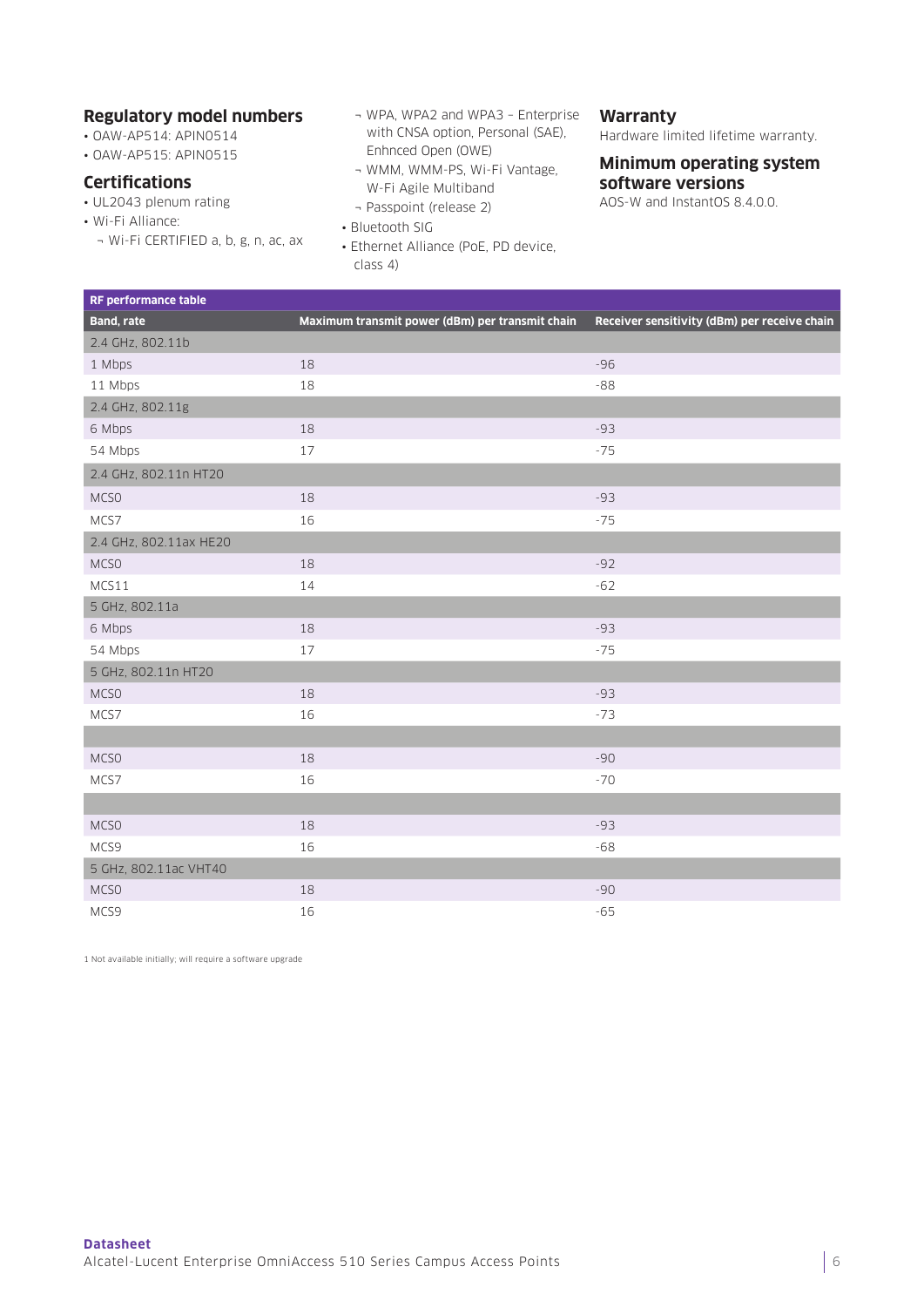## Regulatory model numbers

- OAW-AP514: APIN0514
- OAW-AP515: APIN0515

## Certifications

- UL2043 plenum rating
- Wi-Fi Alliance:
  - Wi-Fi CERTIFIED a, b, g, n, ac, ax
  - WPA, WPA2 and WPA3 – Enterprise with CNSA option, Personal (SAE), Enhnced Open (OWE)
  - WMM, WMM-PS, Wi-Fi Vantage, W-Fi Agile Multiband
  - Passpoint (release 2)
- Bluetooth SIG
- Ethernet Alliance (PoE, PD device, class 4)

## Warranty

Hardware limited lifetime warranty.

## Minimum operating system software versions

AOS-W and InstantOS 8.4.0.0.

| RF performance table | | |
|---|---|---|
| **Band, rate** | **Maximum transmit power (dBm) per transmit chain** | **Receiver sensitivity (dBm) per receive chain** |
| 2.4 GHz, 802.11b | | |
| 1 Mbps | 18 | -96 |
| 11 Mbps | 18 | -88 |
| 2.4 GHz, 802.11g | | |
| 6 Mbps | 18 | -93 |
| 54 Mbps | 17 | -75 |
| 2.4 GHz, 802.11n HT20 | | |
| MCS0 | 18 | -93 |
| MCS7 | 16 | -75 |
| 2.4 GHz, 802.11ax HE20 | | |
| MCS0 | 18 | -92 |
| MCS11 | 14 | -62 |
| 5 GHz, 802.11a | | |
| 6 Mbps | 18 | -93 |
| 54 Mbps | 17 | -75 |
| 5 GHz, 802.11n HT20 | | |
| MCS0 | 18 | -93 |
| MCS7 | 16 | -73 |
| | | |
| MCS0 | 18 | -90 |
| MCS7 | 16 | -70 |
| | | |
| MCS0 | 18 | -93 |
| MCS9 | 16 | -68 |
| 5 GHz, 802.11ac VHT40 | | |
| MCS0 | 18 | -90 |
| MCS9 | 16 | -65 |

1 Not available initially; will require a software upgrade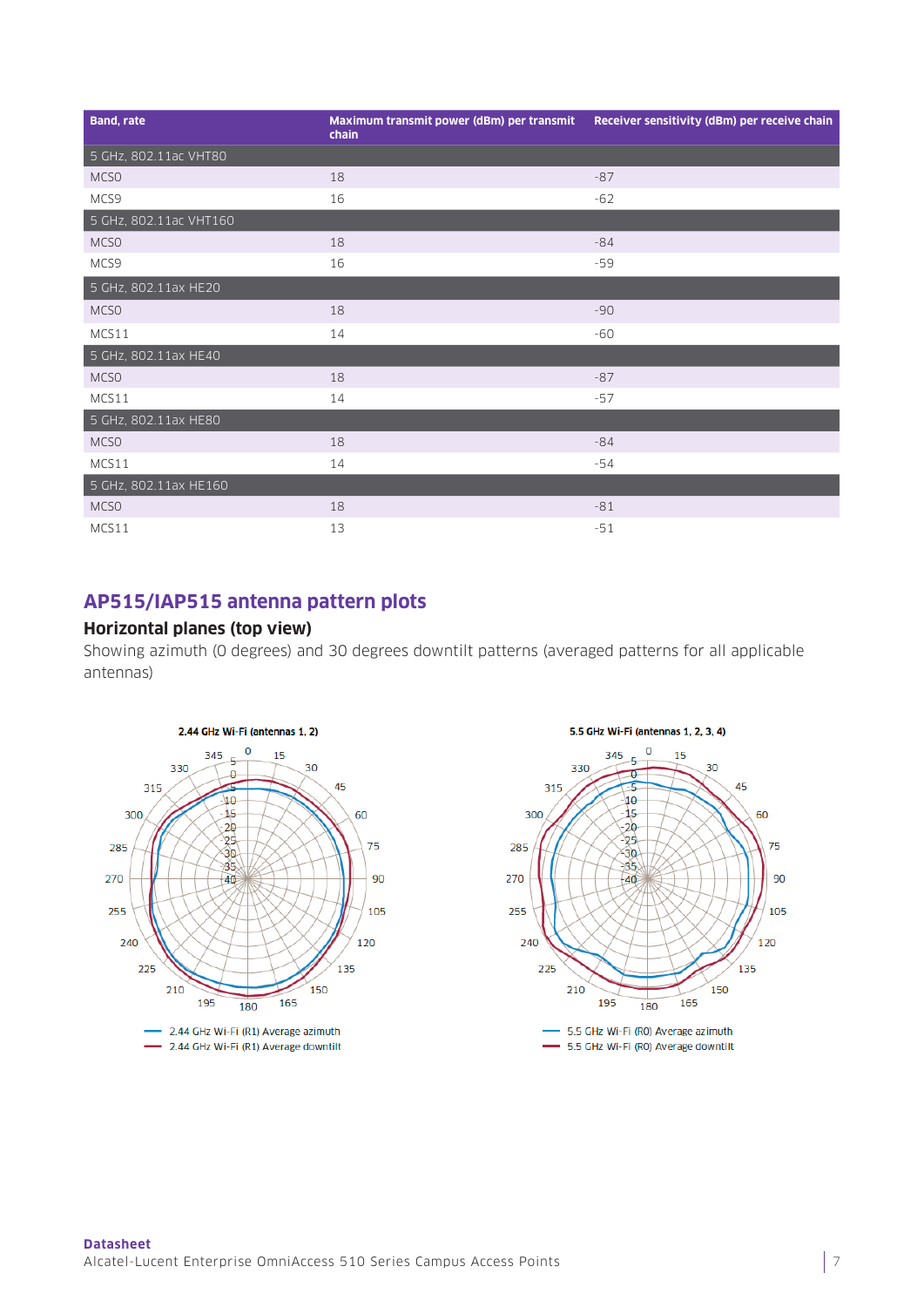| Band, rate | Maximum transmit power (dBm) per transmit chain | Receiver sensitivity (dBm) per receive chain |
|---|---|---|
| 5 GHz, 802.11ac VHT80 | | |
| MCS0 | 18 | -87 |
| MCS9 | 16 | -62 |
| 5 GHz, 802.11ac VHT160 | | |
| MCS0 | 18 | -84 |
| MCS9 | 16 | -59 |
| 5 GHz, 802.11ax HE20 | | |
| MCS0 | 18 | -90 |
| MCS11 | 14 | -60 |
| 5 GHz, 802.11ax HE40 | | |
| MCS0 | 18 | -87 |
| MCS11 | 14 | -57 |
| 5 GHz, 802.11ax HE80 | | |
| MCS0 | 18 | -84 |
| MCS11 | 14 | -54 |
| 5 GHz, 802.11ax HE160 | | |
| MCS0 | 18 | -81 |
| MCS11 | 13 | -51 |

## AP515/IAP515 antenna pattern plots

### Horizontal planes (top view)

Showing azimuth (0 degrees) and 30 degrees downtilt patterns (averaged patterns for all applicable antennas)

**2.44 GHz Wi-Fi (antennas 1, 2)**

2.44 GHz Wi-Fi (R1) Average azimuth
2.44 GHz Wi-Fi (R1) Average downtilt

**5.5 GHz Wi-Fi (antennas 1, 2, 3, 4)**

5.5 GHz Wi-Fi (R0) Average azimuth
5.5 GHz Wi-Fi (R0) Average downtilt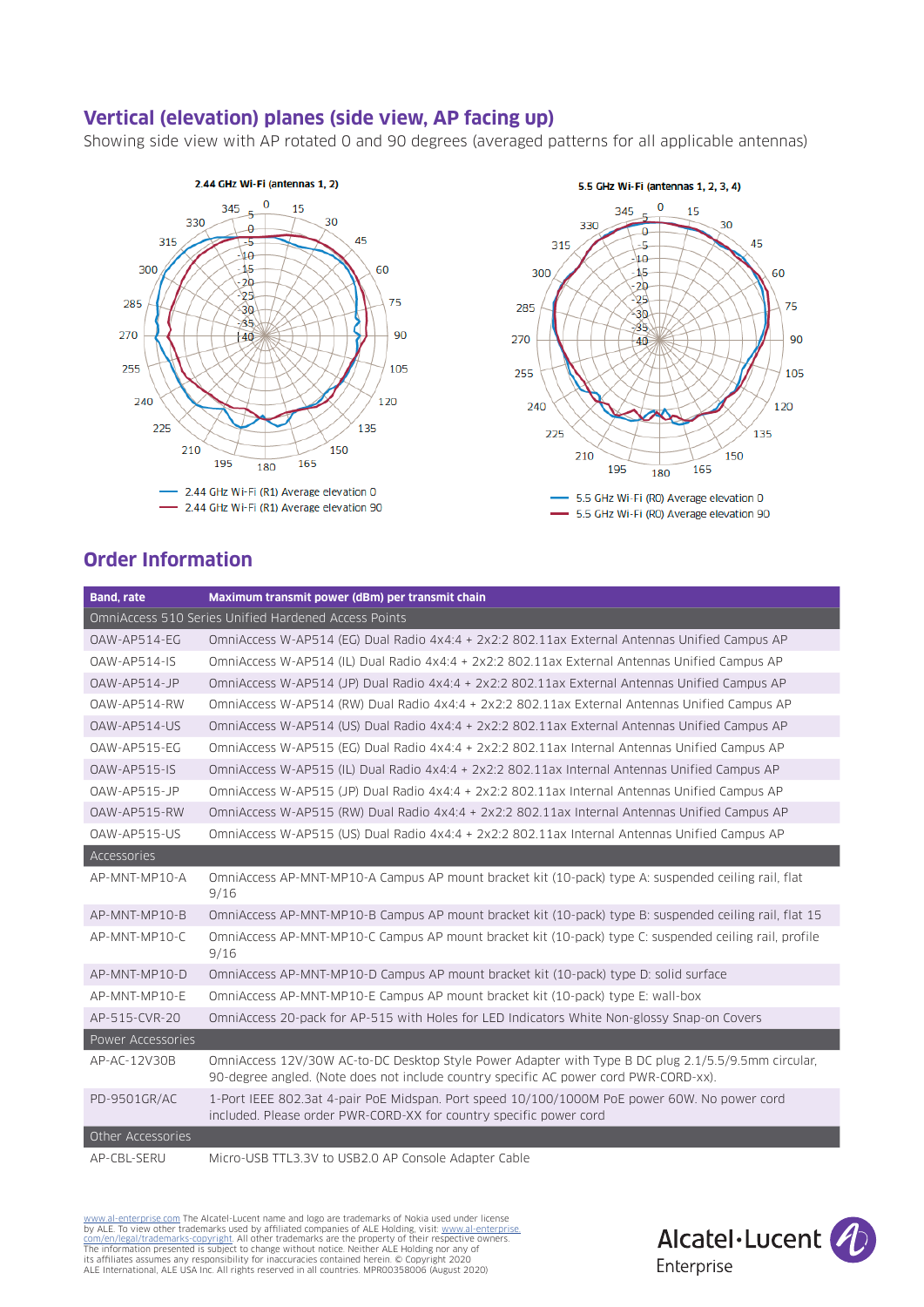## Vertical (elevation) planes (side view, AP facing up)

Showing side view with AP rotated 0 and 90 degrees (averaged patterns for all applicable antennas)

2.44 GHz Wi-Fi (antennas 1, 2)

2.44 GHz Wi-Fi (R1) Average elevation 0

2.44 GHz Wi-Fi (R1) Average elevation 90

5.5 GHz Wi-Fi (antennas 1, 2, 3, 4)

5.5 GHz Wi-Fi (R0) Average elevation 0

5.5 GHz Wi-Fi (R0) Average elevation 90

## Order Information

| Band, rate | Maximum transmit power (dBm) per transmit chain |
|---|---|
| OmniAccess 510 Series Unified Hardened Access Points | |
| OAW-AP514-EG | OmniAccess W-AP514 (EG) Dual Radio 4x4:4 + 2x2:2 802.11ax External Antennas Unified Campus AP |
| OAW-AP514-IS | OmniAccess W-AP514 (IL) Dual Radio 4x4:4 + 2x2:2 802.11ax External Antennas Unified Campus AP |
| OAW-AP514-JP | OmniAccess W-AP514 (JP) Dual Radio 4x4:4 + 2x2:2 802.11ax External Antennas Unified Campus AP |
| OAW-AP514-RW | OmniAccess W-AP514 (RW) Dual Radio 4x4:4 + 2x2:2 802.11ax External Antennas Unified Campus AP |
| OAW-AP514-US | OmniAccess W-AP514 (US) Dual Radio 4x4:4 + 2x2:2 802.11ax External Antennas Unified Campus AP |
| OAW-AP515-EG | OmniAccess W-AP515 (EG) Dual Radio 4x4:4 + 2x2:2 802.11ax Internal Antennas Unified Campus AP |
| OAW-AP515-IS | OmniAccess W-AP515 (IL) Dual Radio 4x4:4 + 2x2:2 802.11ax Internal Antennas Unified Campus AP |
| OAW-AP515-JP | OmniAccess W-AP515 (JP) Dual Radio 4x4:4 + 2x2:2 802.11ax Internal Antennas Unified Campus AP |
| OAW-AP515-RW | OmniAccess W-AP515 (RW) Dual Radio 4x4:4 + 2x2:2 802.11ax Internal Antennas Unified Campus AP |
| OAW-AP515-US | OmniAccess W-AP515 (US) Dual Radio 4x4:4 + 2x2:2 802.11ax Internal Antennas Unified Campus AP |
| Accessories | |
| AP-MNT-MP10-A | OmniAccess AP-MNT-MP10-A Campus AP mount bracket kit (10-pack) type A: suspended ceiling rail, flat 9/16 |
| AP-MNT-MP10-B | OmniAccess AP-MNT-MP10-B Campus AP mount bracket kit (10-pack) type B: suspended ceiling rail, flat 15 |
| AP-MNT-MP10-C | OmniAccess AP-MNT-MP10-C Campus AP mount bracket kit (10-pack) type C: suspended ceiling rail, profile 9/16 |
| AP-MNT-MP10-D | OmniAccess AP-MNT-MP10-D Campus AP mount bracket kit (10-pack) type D: solid surface |
| AP-MNT-MP10-E | OmniAccess AP-MNT-MP10-E Campus AP mount bracket kit (10-pack) type E: wall-box |
| AP-515-CVR-20 | OmniAccess 20-pack for AP-515 with Holes for LED Indicators White Non-glossy Snap-on Covers |
| Power Accessories | |
| AP-AC-12V30B | OmniAccess 12V/30W AC-to-DC Desktop Style Power Adapter with Type B DC plug 2.1/5.5/9.5mm circular, 90-degree angled. (Note does not include country specific AC power cord PWR-CORD-xx). |
| PD-9501GR/AC | 1-Port IEEE 802.3at 4-pair PoE Midspan. Port speed 10/100/1000M PoE power 60W. No power cord included. Please order PWR-CORD-XX for country specific power cord |
| Other Accessories | |
| AP-CBL-SERU | Micro-USB TTL3.3V to USB2.0 AP Console Adapter Cable |

www.al-enterprise.com The Alcatel-Lucent name and logo are trademarks of Nokia used under license by ALE. To view other trademarks used by affiliated companies of ALE Holding, visit: www.al-enterprise.com/en/legal/trademarks-copyright. All other trademarks are the property of their respective owners. The information presented is subject to change without notice. Neither ALE Holding nor any of its affiliates assumes any responsibility for inaccuracies contained herein. © Copyright 2020 ALE International, ALE USA Inc. All rights reserved in all countries. MPR00358006 (August 2020)

Alcatel·Lucent Enterprise